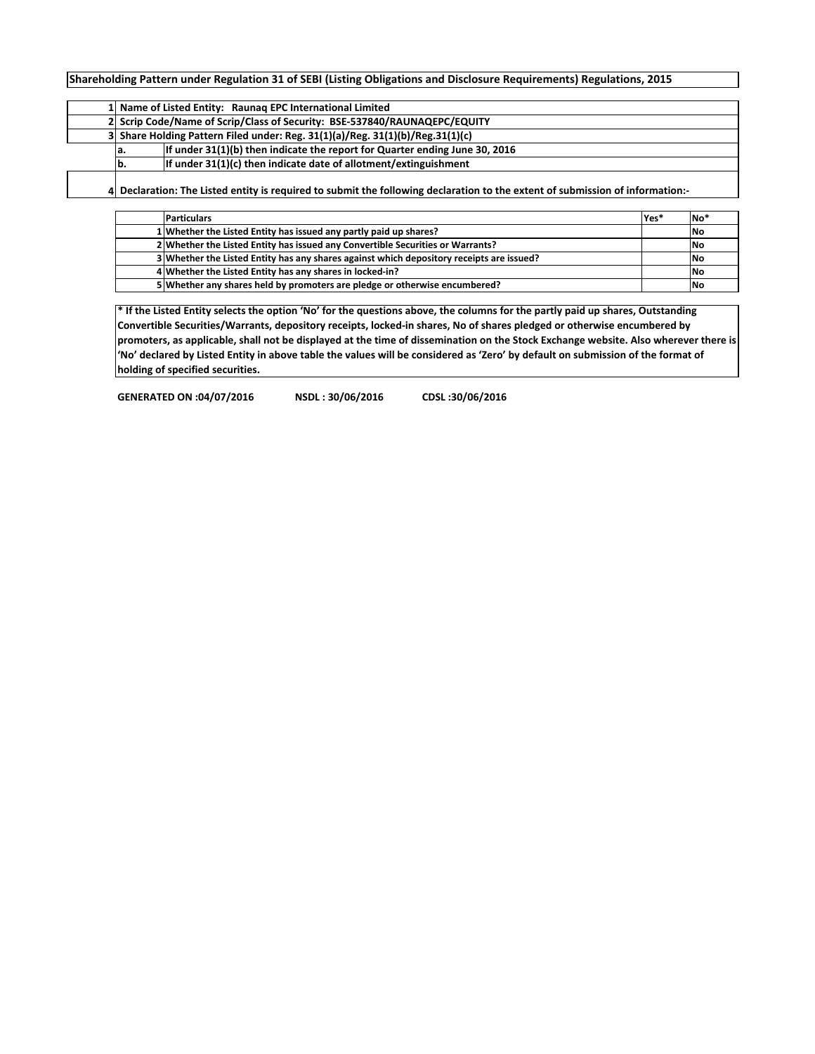**Shareholding Pattern under Regulation 31 of SEBI (Listing Obligations and Disclosure Requirements) Regulations, 2015**

| | | |
|---|---|---|
| 1 | Name of Listed Entity: Raunaq EPC International Limited | |
| 2 | Scrip Code/Name of Scrip/Class of Security: BSE-537840/RAUNAQEPC/EQUITY | |
| 3 | Share Holding Pattern Filed under: Reg. 31(1)(a)/Reg. 31(1)(b)/Reg.31(1)(c) | |
| | a. | If under 31(1)(b) then indicate the report for Quarter ending June 30, 2016 |
| | b. | If under 31(1)(c) then indicate date of allotment/extinguishment |
| 4 | Declaration: The Listed entity is required to submit the following declaration to the extent of submission of information:- | |

| | Particulars | Yes* | No* |
|---|---|---|---|
| 1 | Whether the Listed Entity has issued any partly paid up shares? | | No |
| 2 | Whether the Listed Entity has issued any Convertible Securities or Warrants? | | No |
| 3 | Whether the Listed Entity has any shares against which depository receipts are issued? | | No |
| 4 | Whether the Listed Entity has any shares in locked-in? | | No |
| 5 | Whether any shares held by promoters are pledge or otherwise encumbered? | | No |

**\* If the Listed Entity selects the option 'No' for the questions above, the columns for the partly paid up shares, Outstanding Convertible Securities/Warrants, depository receipts, locked-in shares, No of shares pledged or otherwise encumbered by promoters, as applicable, shall not be displayed at the time of dissemination on the Stock Exchange website. Also wherever there is 'No' declared by Listed Entity in above table the values will be considered as 'Zero' by default on submission of the format of holding of specified securities.**

**GENERATED ON :04/07/2016 NSDL : 30/06/2016 CDSL :30/06/2016**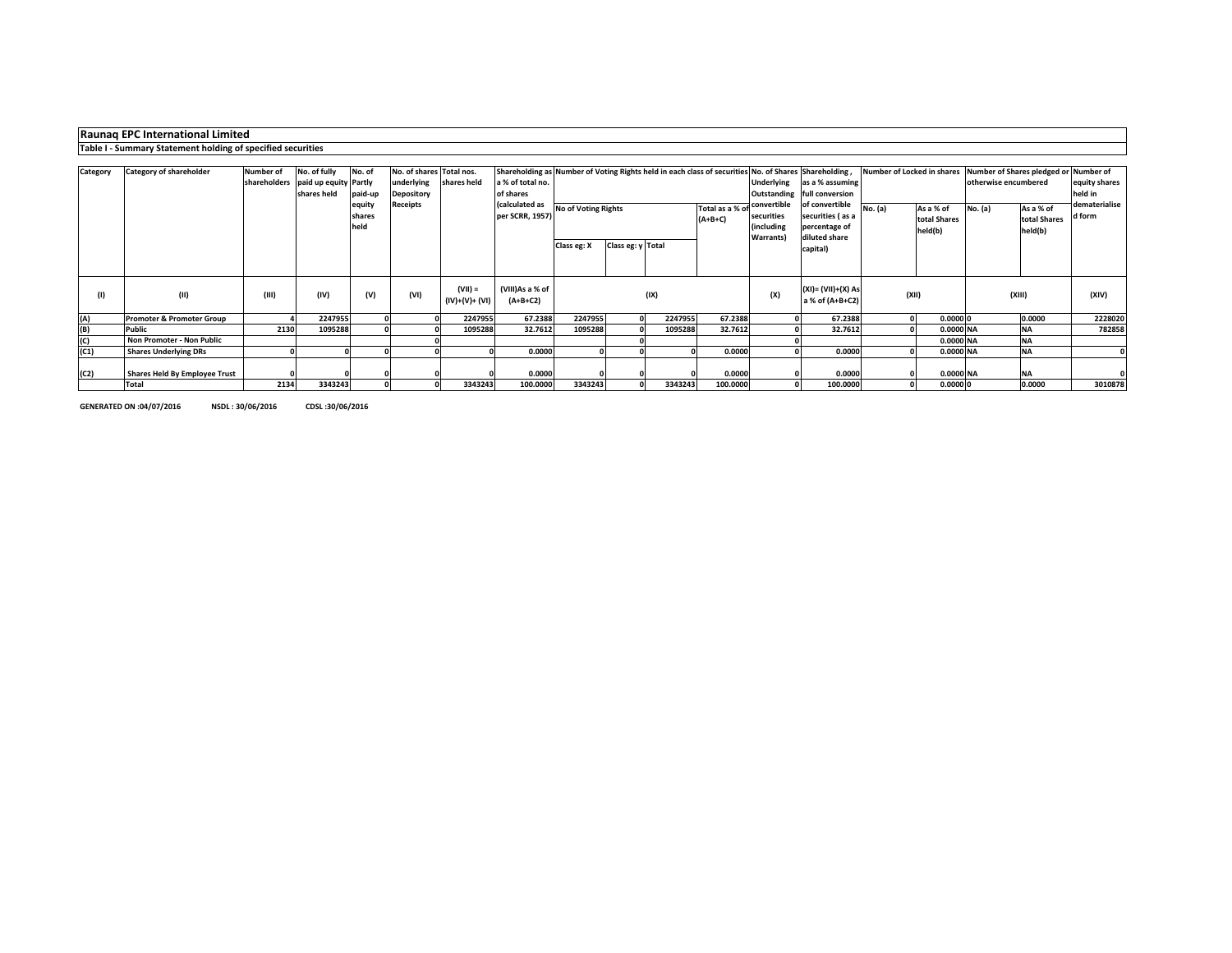**Raunaq EPC International Limited**

**Table I - Summary Statement holding of specified securities**

| Category | Category of shareholder | Number of shareholders | No. of fully paid up equity shares held | No. of Partly paid-up equity shares held | No. of shares underlying Depository Receipts | Total nos. shares held | Shareholding as a % of total no. of shares (calculated as per SCRR, 1957) | Number of Voting Rights held in each class of securities | | | | No. of Shares Underlying Outstanding convertible securities (including Warrants) | Shareholding , as a % assuming full conversion of convertible securities ( as a percentage of diluted share capital) | Number of Locked in shares | | Number of Shares pledged or otherwise encumbered | | Number of equity shares held in dematerialised form |
|---|---|---|---|---|---|---|---|---|---|---|---|---|---|---|---|---|---|---|
| | | | | | | | | No of Voting Rights | | | Total as a % of (A+B+C) | | | No. (a) | As a % of total Shares held(b) | No. (a) | As a % of total Shares held(b) | |
| | | | | | | | | Class eg: X | Class eg: y | Total | | | | | | | | |
| (I) | (II) | (III) | (IV) | (V) | (VI) | (VII) = (IV)+(V)+ (VI) | (VIII)As a % of (A+B+C2) | (IX) | | | | (X) | (XI)= (VII)+(X) As a % of (A+B+C2) | (XII) | | (XIII) | | (XIV) |
| (A) | Promoter & Promoter Group | 4 | 2247955 | 0 | 0 | 2247955 | 67.2388 | 2247955 | 0 | 2247955 | 67.2388 | 0 | 67.2388 | 0 | 0.0000 | 0 | 0.0000 | 2228020 |
| (B) | Public | 2130 | 1095288 | 0 | 0 | 1095288 | 32.7612 | 1095288 | 0 | 1095288 | 32.7612 | 0 | 32.7612 | 0 | 0.0000 | NA | NA | 782858 |
| (C) | Non Promoter - Non Public | | | | 0 | | | | 0 | | | 0 | | | 0.0000 | NA | NA | |
| (C1) | Shares Underlying DRs | 0 | 0 | 0 | 0 | 0 | 0.0000 | 0 | 0 | 0 | 0.0000 | 0 | 0.0000 | 0 | 0.0000 | NA | NA | 0 |
| (C2) | Shares Held By Employee Trust | 0 | 0 | 0 | 0 | 0 | 0.0000 | 0 | 0 | 0 | 0.0000 | 0 | 0.0000 | 0 | 0.0000 | NA | NA | 0 |
| | Total | 2134 | 3343243 | 0 | 0 | 3343243 | 100.0000 | 3343243 | 0 | 3343243 | 100.0000 | 0 | 100.0000 | 0 | 0.0000 | 0 | 0.0000 | 3010878 |

**GENERATED ON :04/07/2016** **NSDL : 30/06/2016** **CDSL :30/06/2016**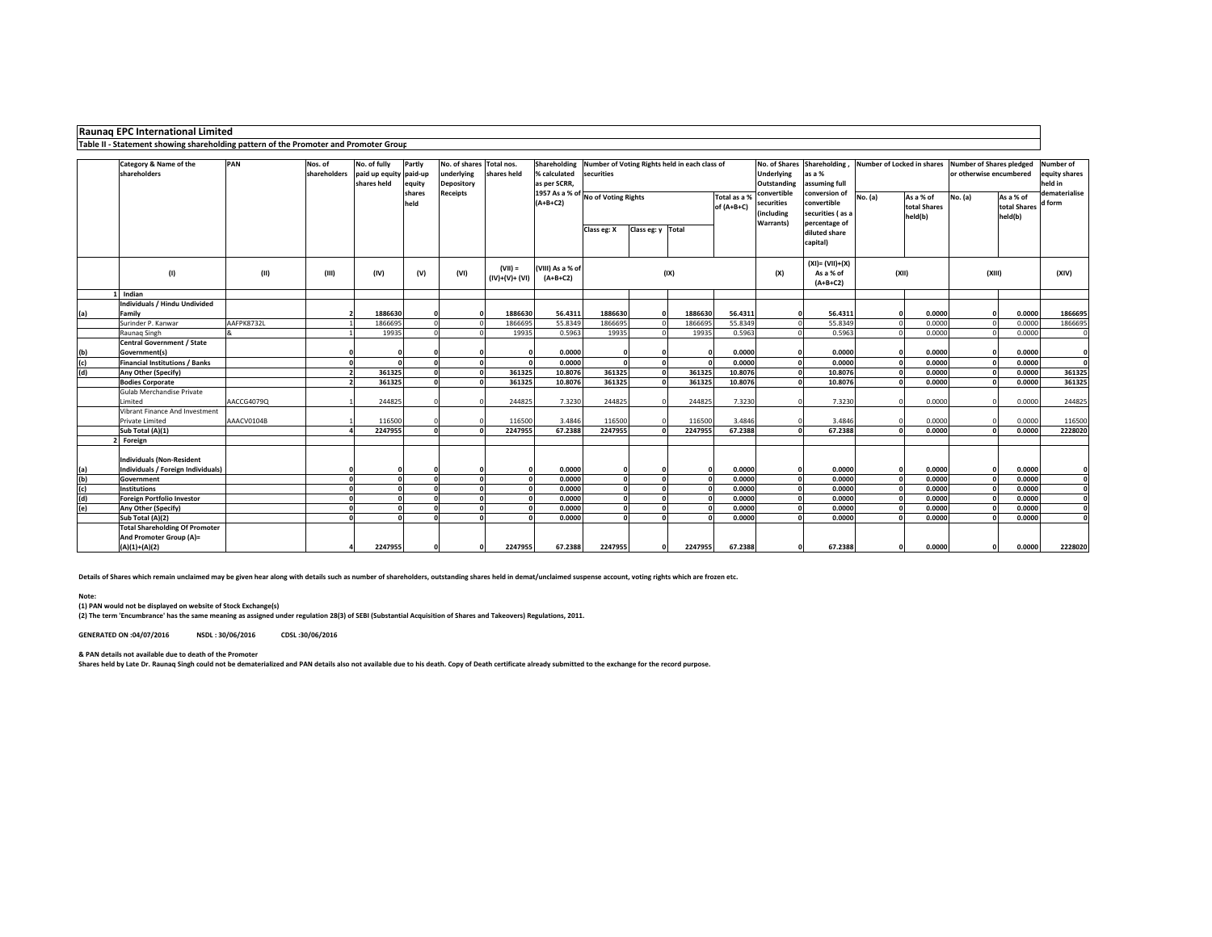## Raunaq EPC International Limited

**Table II - Statement showing shareholding pattern of the Promoter and Promoter Group**

| | Category & Name of the shareholders | PAN | Nos. of shareholders | No. of fully paid up equity shares held | Partly paid-up equity shares held | No. of shares underlying Depository Receipts | Total nos. shares held | Shareholding % calculated as per SCRR, 1957 As a % of (A+B+C2) | Number of Voting Rights held in each class of securities | | | | No. of Shares Underlying Outstanding convertible securities (including Warrants) | Shareholding , as a % assuming full conversion of convertible securities ( as a percentage of diluted share capital) | Number of Locked in shares | | Number of Shares pledged or otherwise encumbered | | Number of equity shares held in dematerialised form |
|---|---|---|---|---|---|---|---|---|---|---|---|---|---|---|---|---|---|---|---|
| | | | | | | | | | No of Voting Rights | | | Total as a % of (A+B+C) | | | No. (a) | As a % of total Shares held(b) | No. (a) | As a % of total Shares held(b) | |
| | | | | | | | | | Class eg: X | Class eg: y | Total | | | | | | | | |
| | (I) | (II) | (III) | (IV) | (V) | (VI) | (VII) = (IV)+(V)+ (VI) | (VIII) As a % of (A+B+C2) | (IX) | | | | (X) | (XI)= (VII)+(X) As a % of (A+B+C2) | (XII) | | (XIII) | | (XIV) |
| 1 | **Indian** | | | | | | | | | | | | | | | | | | |
| (a) | **Individuals / Hindu Undivided Family** | | **2** | **1886630** | **0** | **0** | **1886630** | **56.4311** | **1886630** | **0** | **1886630** | **56.4311** | **0** | **56.4311** | **0** | **0.0000** | **0** | **0.0000** | **1866695** |
| | Surinder P. Kanwar | AAFPK8732L | 1 | 1866695 | 0 | 0 | 1866695 | 55.8349 | 1866695 | 0 | 1866695 | 55.8349 | 0 | 55.8349 | 0 | 0.0000 | 0 | 0.0000 | 1866695 |
| | Raunaq Singh | & | 1 | 19935 | 0 | 0 | 19935 | 0.5963 | 19935 | 0 | 19935 | 0.5963 | 0 | 0.5963 | 0 | 0.0000 | 0 | 0.0000 | 0 |
| (b) | **Central Government / State Government(s)** | | **0** | **0** | **0** | **0** | **0** | **0.0000** | **0** | **0** | **0** | **0.0000** | **0** | **0.0000** | **0** | **0.0000** | **0** | **0.0000** | **0** |
| (c) | **Financial Institutions / Banks** | | **0** | **0** | **0** | **0** | **0** | **0.0000** | **0** | **0** | **0** | **0.0000** | **0** | **0.0000** | **0** | **0.0000** | **0** | **0.0000** | **0** |
| (d) | **Any Other (Specify)** | | **2** | **361325** | **0** | **0** | **361325** | **10.8076** | **361325** | **0** | **361325** | **10.8076** | **0** | **10.8076** | **0** | **0.0000** | **0** | **0.0000** | **361325** |
| | **Bodies Corporate** | | **2** | **361325** | **0** | **0** | **361325** | **10.8076** | **361325** | **0** | **361325** | **10.8076** | **0** | **10.8076** | **0** | **0.0000** | **0** | **0.0000** | **361325** |
| | Gulab Merchandise Private Limited | AACCG4079Q | 1 | 244825 | 0 | 0 | 244825 | 7.3230 | 244825 | 0 | 244825 | 7.3230 | 0 | 7.3230 | 0 | 0.0000 | 0 | 0.0000 | 244825 |
| | Vibrant Finance And Investment Private Limited | AAACV0104B | 1 | 116500 | 0 | 0 | 116500 | 3.4846 | 116500 | 0 | 116500 | 3.4846 | 0 | 3.4846 | 0 | 0.0000 | 0 | 0.0000 | 116500 |
| | **Sub Total (A)(1)** | | **4** | **2247955** | **0** | **0** | **2247955** | **67.2388** | **2247955** | **0** | **2247955** | **67.2388** | **0** | **67.2388** | **0** | **0.0000** | **0** | **0.0000** | **2228020** |
| 2 | **Foreign** | | | | | | | | | | | | | | | | | | |
| (a) | **Individuals (Non-Resident Individuals / Foreign Individuals)** | | **0** | **0** | **0** | **0** | **0** | **0.0000** | **0** | **0** | **0** | **0.0000** | **0** | **0.0000** | **0** | **0.0000** | **0** | **0.0000** | **0** |
| (b) | **Government** | | **0** | **0** | **0** | **0** | **0** | **0.0000** | **0** | **0** | **0** | **0.0000** | **0** | **0.0000** | **0** | **0.0000** | **0** | **0.0000** | **0** |
| (c) | **Institutions** | | **0** | **0** | **0** | **0** | **0** | **0.0000** | **0** | **0** | **0** | **0.0000** | **0** | **0.0000** | **0** | **0.0000** | **0** | **0.0000** | **0** |
| (d) | **Foreign Portfolio Investor** | | **0** | **0** | **0** | **0** | **0** | **0.0000** | **0** | **0** | **0** | **0.0000** | **0** | **0.0000** | **0** | **0.0000** | **0** | **0.0000** | **0** |
| (e) | **Any Other (Specify)** | | **0** | **0** | **0** | **0** | **0** | **0.0000** | **0** | **0** | **0** | **0.0000** | **0** | **0.0000** | **0** | **0.0000** | **0** | **0.0000** | **0** |
| | **Sub Total (A)(2)** | | **0** | **0** | **0** | **0** | **0** | **0.0000** | **0** | **0** | **0** | **0.0000** | **0** | **0.0000** | **0** | **0.0000** | **0** | **0.0000** | **0** |
| | **Total Shareholding Of Promoter And Promoter Group (A)= (A)(1)+(A)(2)** | | **4** | **2247955** | **0** | **0** | **2247955** | **67.2388** | **2247955** | **0** | **2247955** | **67.2388** | **0** | **67.2388** | **0** | **0.0000** | **0** | **0.0000** | **2228020** |

**Details of Shares which remain unclaimed may be given hear along with details such as number of shareholders, outstanding shares held in demat/unclaimed suspense account, voting rights which are frozen etc.**

**Note:**

**(1) PAN would not be displayed on website of Stock Exchange(s)**

**(2) The term 'Encumbrance' has the same meaning as assigned under regulation 28(3) of SEBI (Substantial Acquisition of Shares and Takeovers) Regulations, 2011.**

**GENERATED ON :04/07/2016 NSDL : 30/06/2016 CDSL :30/06/2016**

**& PAN details not available due to death of the Promoter**

**Shares held by Late Dr. Raunaq Singh could not be dematerialized and PAN details also not available due to his death. Copy of Death certificate already submitted to the exchange for the record purpose.**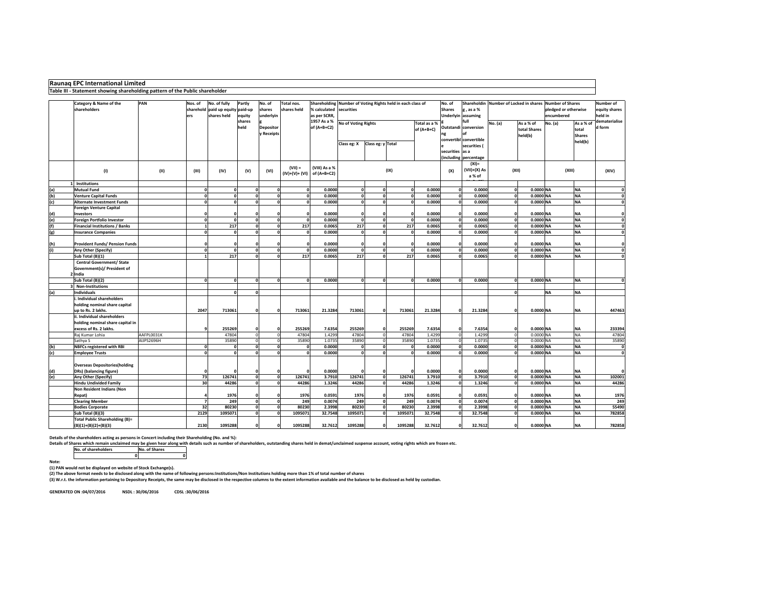**Raunaq EPC International Limited**

**Table III - Statement showing shareholding pattern of the Public shareholder**

| | Category & Name of the shareholders | PAN | Nos. of shareholders | No. of fully paid up equity shares held | Partly paid-up equity shares held | No. of shares underlying Depository Receipts | Total nos. shares held | Shareholding % calculated as per SCRR, 1957 As a % of (A+B+C2) | Number of Voting Rights held in each class of securities | | | | No. of Shares Underlying Outstanding convertible securities (including | Shareholding , as a % assuming full conversion of convertible securities ( as a percentage | Number of Locked in shares | | Number of Shares pledged or otherwise encumbered | | Number of equity shares held in dematerialised form |
|---|---|---|---|---|---|---|---|---|---|---|---|---|---|---|---|---|---|---|---|
| | | | | | | | | | No of Voting Rights | | | Total as a % of (A+B+C) | | | No. (a) | As a % of total Shares held(b) | No. (a) | As a % of total Shares held(b) | |
| | | | | | | | | | Class eg: X | Class eg: y | Total | | | | | | | | |
| | (I) | (II) | (III) | (IV) | (V) | (VI) | (VII) = (IV)+(V)+ (VI) | (VIII) As a % of (A+B+C2) | (IX) | | | | (X) | (XI)= (VII)+(X) As a % of | (XII) | | (XIII) | | (XIV) |
| 1 | Institutions | | | | | | | | | | | | | | | | | | |
| (a) | Mutual Fund | | 0 | 0 | 0 | 0 | 0 | 0.0000 | 0 | 0 | 0 | 0.0000 | 0 | 0.0000 | 0 | 0.0000 | NA | NA | 0 |
| (b) | Venture Capital Funds | | 0 | 0 | 0 | 0 | 0 | 0.0000 | 0 | 0 | 0 | 0.0000 | 0 | 0.0000 | 0 | 0.0000 | NA | NA | 0 |
| (c) | Alternate Investment Funds | | 0 | 0 | 0 | 0 | 0 | 0.0000 | 0 | 0 | 0 | 0.0000 | 0 | 0.0000 | 0 | 0.0000 | NA | NA | 0 |
| (d) | Foreign Venture Capital Investors | | 0 | 0 | 0 | 0 | 0 | 0.0000 | 0 | 0 | 0 | 0.0000 | 0 | 0.0000 | 0 | 0.0000 | NA | NA | 0 |
| (e) | Foreign Portfolio Investor | | 0 | 0 | 0 | 0 | 0 | 0.0000 | 0 | 0 | 0 | 0.0000 | 0 | 0.0000 | 0 | 0.0000 | NA | NA | 0 |
| (f) | Financial Institutions / Banks | | 1 | 217 | 0 | 0 | 217 | 0.0065 | 217 | 0 | 217 | 0.0065 | 0 | 0.0065 | 0 | 0.0000 | NA | NA | 0 |
| (g) | Insurance Companies | | 0 | 0 | 0 | 0 | 0 | 0.0000 | 0 | 0 | 0 | 0.0000 | 0 | 0.0000 | 0 | 0.0000 | NA | NA | 0 |
| (h) | Provident Funds/ Pension Funds | | 0 | 0 | 0 | 0 | 0 | 0.0000 | 0 | 0 | 0 | 0.0000 | 0 | 0.0000 | 0 | 0.0000 | NA | NA | 0 |
| (i) | Any Other (Specify) | | 0 | 0 | 0 | 0 | 0 | 0.0000 | 0 | 0 | 0 | 0.0000 | 0 | 0.0000 | 0 | 0.0000 | NA | NA | 0 |
| | Sub Total (B)(1) | | 1 | 217 | 0 | 0 | 217 | 0.0065 | 217 | 0 | 217 | 0.0065 | 0 | 0.0065 | 0 | 0.0000 | NA | NA | 0 |
| 2 | Central Government/ State Government(s)/ President of India | | | | | | | | | | | | | | | | | | |
| | Sub Total (B)(2) | | 0 | 0 | 0 | 0 | 0 | 0.0000 | 0 | 0 | 0 | 0.0000 | 0 | 0.0000 | 0 | 0.0000 | NA | NA | 0 |
| 3 | Non-Institutions | | | | | | | | | | | | | | | | | | |
| (a) | Individuals | | | 0 | 0 | | | | | | | | | | 0 | | NA | NA | |
| | i. Individual shareholders holding nominal share capital up to Rs. 2 lakhs. | | 2047 | 713061 | 0 | 0 | 713061 | 21.3284 | 713061 | 0 | 713061 | 21.3284 | 0 | 21.3284 | 0 | 0.0000 | NA | NA | 447463 |
| | ii. Individual shareholders holding nominal share capital in excess of Rs. 2 lakhs. | | 9 | 255269 | 0 | 0 | 255269 | 7.6354 | 255269 | 0 | 255269 | 7.6354 | 0 | 7.6354 | 0 | 0.0000 | NA | NA | 233394 |
| | Raj Kumar Lohia | AAFPL0031K | | 47804 | 0 | 0 | 47804 | 1.4299 | 47804 | 0 | 47804 | 1.4299 | 0 | 1.4299 | 0 | 0.0000 | NA | NA | 47804 |
| | Sathya S | AIJPS2696H | | 35890 | 0 | 0 | 35890 | 1.0735 | 35890 | 0 | 35890 | 1.0735 | 0 | 1.0735 | 0 | 0.0000 | NA | NA | 35890 |
| (b) | NBFCs registered with RBI | | 0 | 0 | 0 | 0 | 0 | 0.0000 | 0 | 0 | 0 | 0.0000 | 0 | 0.0000 | 0 | 0.0000 | NA | NA | 0 |
| (c) | Employee Trusts | | 0 | 0 | 0 | 0 | 0 | 0.0000 | 0 | 0 | 0 | 0.0000 | 0 | 0.0000 | 0 | 0.0000 | NA | NA | 0 |
| (d) | Overseas Depositories(holding DRs) (balancing figure) | | 0 | 0 | 0 | 0 | 0 | 0.0000 | 0 | 0 | 0 | 0.0000 | 0 | 0.0000 | 0 | 0.0000 | NA | NA | 0 |
| (e) | Any Other (Specify) | | 73 | 126741 | 0 | 0 | 126741 | 3.7910 | 126741 | 0 | 126741 | 3.7910 | 0 | 3.7910 | 0 | 0.0000 | NA | NA | 102001 |
| | Hindu Undivided Family | | 30 | 44286 | 0 | 0 | 44286 | 1.3246 | 44286 | 0 | 44286 | 1.3246 | 0 | 1.3246 | 0 | 0.0000 | NA | NA | 44286 |
| | Non Resident Indians (Non Repat) | | 4 | 1976 | 0 | 0 | 1976 | 0.0591 | 1976 | 0 | 1976 | 0.0591 | 0 | 0.0591 | 0 | 0.0000 | NA | NA | 1976 |
| | Clearing Member | | 7 | 249 | 0 | 0 | 249 | 0.0074 | 249 | 0 | 249 | 0.0074 | 0 | 0.0074 | 0 | 0.0000 | NA | NA | 249 |
| | Bodies Corporate | | 32 | 80230 | 0 | 0 | 80230 | 2.3998 | 80230 | 0 | 80230 | 2.3998 | 0 | 2.3998 | 0 | 0.0000 | NA | NA | 55490 |
| | Sub Total (B)(3) | | 2129 | 1095071 | 0 | 0 | 1095071 | 32.7548 | 1095071 | 0 | 1095071 | 32.7548 | 0 | 32.7548 | 0 | 0.0000 | NA | NA | 782858 |
| | Total Public Shareholding (B)= (B)(1)+(B)(2)+(B)(3) | | 2130 | 1095288 | 0 | 0 | 1095288 | 32.7612 | 1095288 | 0 | 1095288 | 32.7612 | 0 | 32.7612 | 0 | 0.0000 | NA | NA | 782858 |

**Details of the shareholders acting as persons in Concert including their Shareholding (No. and %):**

**Details of Shares which remain unclaimed may be given hear along with details such as number of shareholders, outstanding shares held in demat/unclaimed suspense account, voting rights which are frozen etc.**

| No. of shareholders | No. of Shares |
|---|---|
| 0 | 0 |

**Note:**

**(1) PAN would not be displayed on website of Stock Exchange(s).**

**(2) The above format needs to be disclosed along with the name of following persons:Institutions/Non Institutions holding more than 1% of total number of shares**

**(3) W.r.t. the information pertaining to Depository Receipts, the same may be disclosed in the respective columns to the extent information available and the balance to be disclosed as held by custodian.**

**GENERATED ON :04/07/2016 NSDL : 30/06/2016 CDSL :30/06/2016**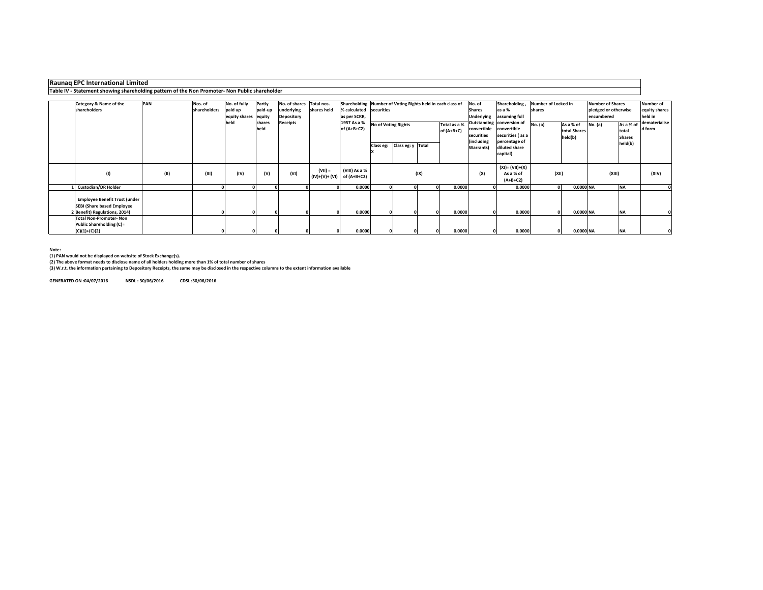**Raunaq EPC International Limited**

**Table IV - Statement showing shareholding pattern of the Non Promoter- Non Public shareholder**

| | Category & Name of the shareholders | PAN | Nos. of shareholders | No. of fully paid up equity shares held | Partly paid-up equity shares held | No. of shares underlying Depository Receipts | Total nos. shares held | Shareholding % calculated as per SCRR, 1957 As a % of (A+B+C2) | Number of Voting Rights held in each class of securities | | | | No. of Shares Underlying Outstanding convertible securities (including Warrants) | Shareholding , as a % assuming full conversion of convertible securities ( as a percentage of diluted share capital) | Number of Locked in shares | | Number of Shares pledged or otherwise encumbered | | Number of equity shares held in dematerialised form |
|---|---|---|---|---|---|---|---|---|---|---|---|---|---|---|---|---|---|---|---|
| | | | | | | | | | No of Voting Rights | | | Total as a % of (A+B+C) | | | No. (a) | As a % of total Shares held(b) | No. (a) | As a % of total Shares held(b) | |
| | | | | | | | | | Class eg: X | Class eg: y | Total | | | | | | | | |
| | (I) | (II) | (III) | (IV) | (V) | (VI) | (VII) = (IV)+(V)+ (VI) | (VIII) As a % of (A+B+C2) | (IX) | | | | (X) | (XI)= (VII)+(X) As a % of (A+B+C2) | (XII) | | (XIII) | | (XIV) |
| 1 | Custodian/DR Holder | | 0 | 0 | 0 | 0 | 0 | 0.0000 | 0 | 0 | 0 | 0.0000 | 0 | 0.0000 | 0 | 0.0000 | NA | NA | 0 |
| 2 | Employee Benefit Trust (under SEBI (Share based Employee Benefit) Regulations, 2014) | | 0 | 0 | 0 | 0 | 0 | 0.0000 | 0 | 0 | 0 | 0.0000 | 0 | 0.0000 | 0 | 0.0000 | NA | NA | 0 |
| | Total Non-Promoter- Non Public Shareholding (C)= (C)(1)+(C)(2) | | 0 | 0 | 0 | 0 | 0 | 0.0000 | 0 | 0 | 0 | 0.0000 | 0 | 0.0000 | 0 | 0.0000 | NA | NA | 0 |

**Note:**

**(1) PAN would not be displayed on website of Stock Exchange(s).**

**(2) The above format needs to disclose name of all holders holding more than 1% of total number of shares**

**(3) W.r.t. the information pertaining to Depository Receipts, the same may be disclosed in the respective columns to the extent information available**

**GENERATED ON :04/07/2016 NSDL : 30/06/2016 CDSL :30/06/2016**